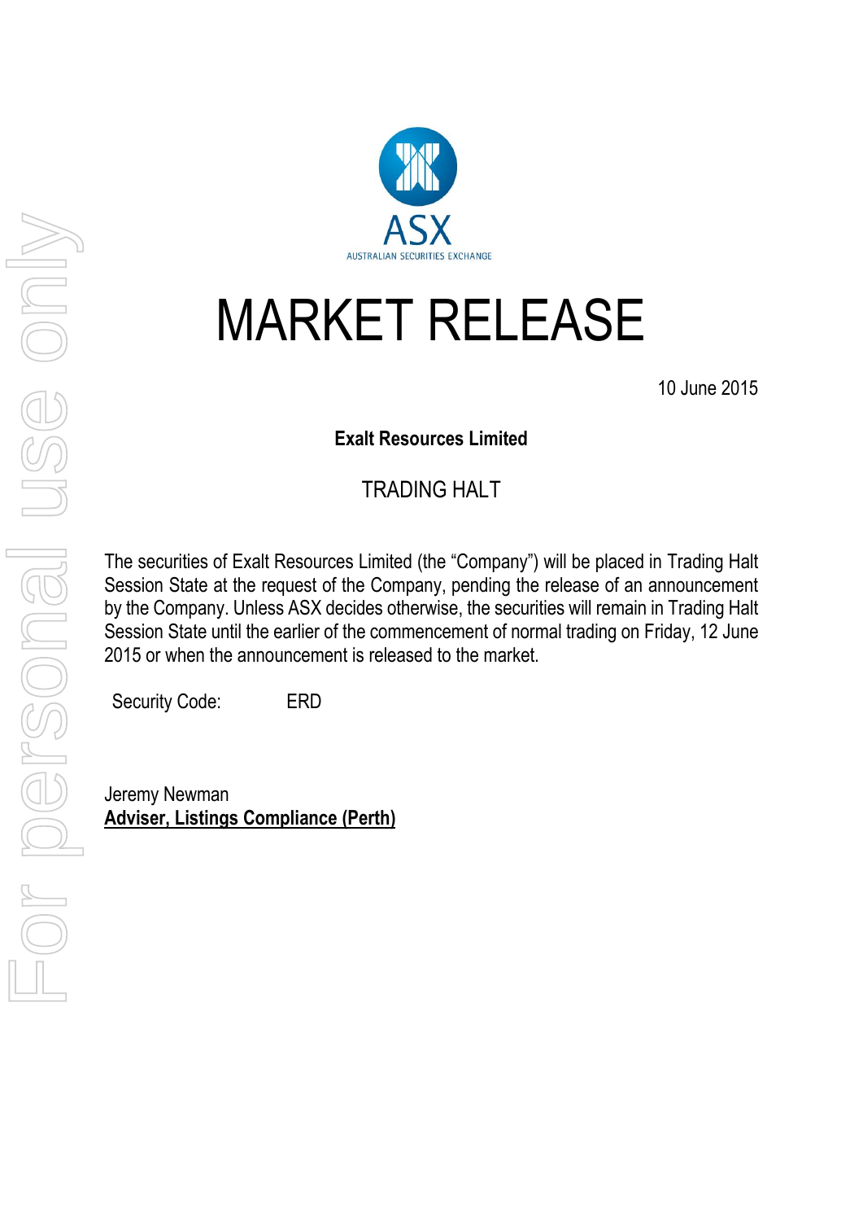# MARKET RELEASE

10 June 2015

**Exalt Resources Limited**

TRADING HALT

The securities of Exalt Resources Limited (the "Company") will be placed in Trading Halt Session State at the request of the Company, pending the release of an announcement by the Company. Unless ASX decides otherwise, the securities will remain in Trading Halt Session State until the earlier of the commencement of normal trading on Friday, 12 June 2015 or when the announcement is released to the market.

Security Code: ERD

Jeremy Newman
**Adviser, Listings Compliance (Perth)**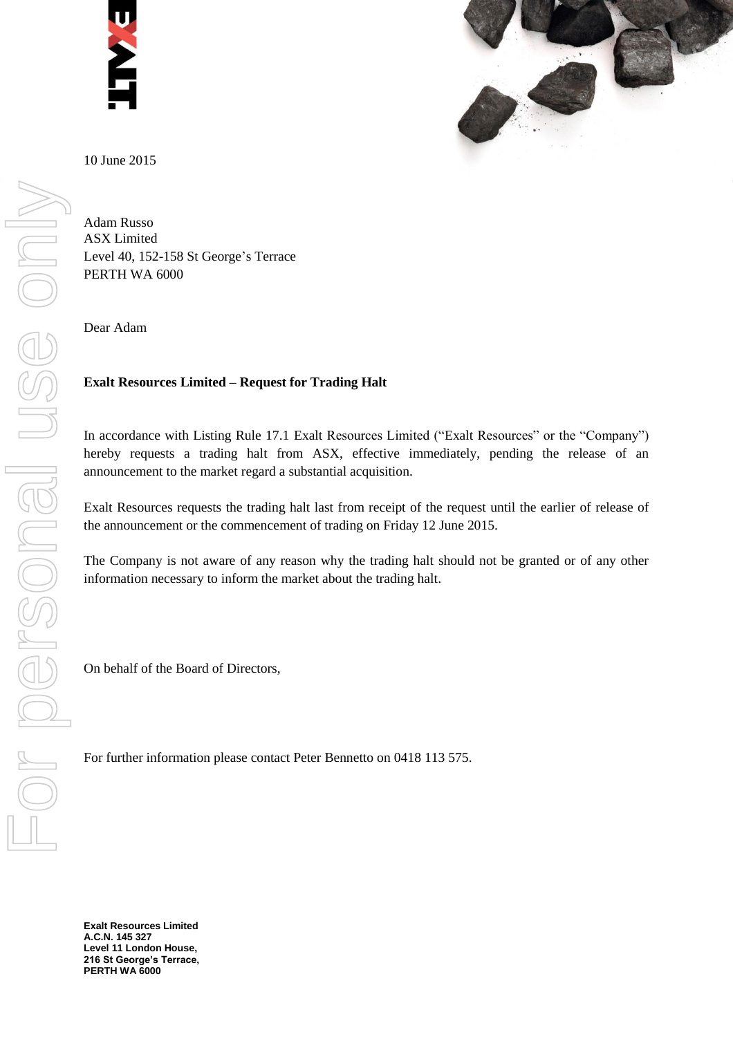10 June 2015

Adam Russo
ASX Limited
Level 40, 152-158 St George's Terrace
PERTH WA 6000

Dear Adam

**Exalt Resources Limited – Request for Trading Halt**

In accordance with Listing Rule 17.1 Exalt Resources Limited ("Exalt Resources" or the "Company") hereby requests a trading halt from ASX, effective immediately, pending the release of an announcement to the market regard a substantial acquisition.

Exalt Resources requests the trading halt last from receipt of the request until the earlier of release of the announcement or the commencement of trading on Friday 12 June 2015.

The Company is not aware of any reason why the trading halt should not be granted or of any other information necessary to inform the market about the trading halt.

On behalf of the Board of Directors,

For further information please contact Peter Bennetto on 0418 113 575.

**Exalt Resources Limited**
**A.C.N. 145 327**
**Level 11 London House,**
**216 St George's Terrace,**
**PERTH WA 6000**